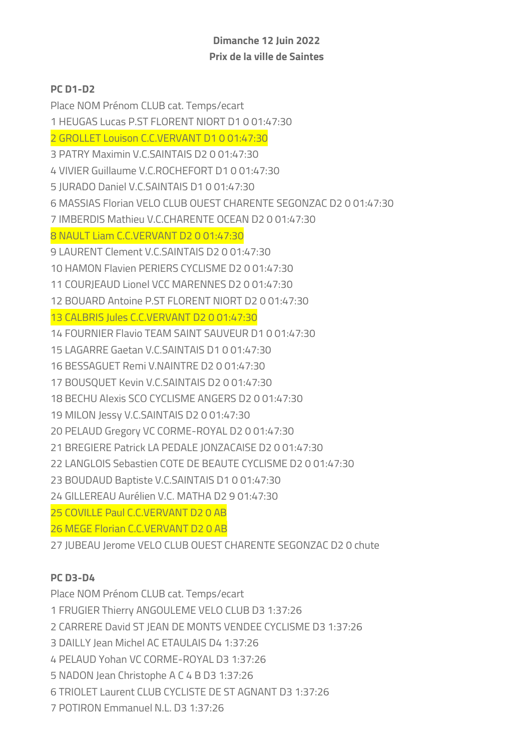**Dimanche 12 Juin 2022**
**Prix de la ville de Saintes**

**PC D1-D2**

Place NOM Prénom CLUB cat. Temps/ecart
1 HEUGAS Lucas P.ST FLORENT NIORT D1 0 01:47:30
2 GROLLET Louison C.C.VERVANT D1 0 01:47:30
3 PATRY Maximin V.C.SAINTAIS D2 0 01:47:30
4 VIVIER Guillaume V.C.ROCHEFORT D1 0 01:47:30
5 JURADO Daniel V.C.SAINTAIS D1 0 01:47:30
6 MASSIAS Florian VELO CLUB OUEST CHARENTE SEGONZAC D2 0 01:47:30
7 IMBERDIS Mathieu V.C.CHARENTE OCEAN D2 0 01:47:30
8 NAULT Liam C.C.VERVANT D2 0 01:47:30
9 LAURENT Clement V.C.SAINTAIS D2 0 01:47:30
10 HAMON Flavien PERIERS CYCLISME D2 0 01:47:30
11 COURJEAUD Lionel VCC MARENNES D2 0 01:47:30
12 BOUARD Antoine P.ST FLORENT NIORT D2 0 01:47:30
13 CALBRIS Jules C.C.VERVANT D2 0 01:47:30
14 FOURNIER Flavio TEAM SAINT SAUVEUR D1 0 01:47:30
15 LAGARRE Gaetan V.C.SAINTAIS D1 0 01:47:30
16 BESSAGUET Remi V.NAINTRE D2 0 01:47:30
17 BOUSQUET Kevin V.C.SAINTAIS D2 0 01:47:30
18 BECHU Alexis SCO CYCLISME ANGERS D2 0 01:47:30
19 MILON Jessy V.C.SAINTAIS D2 0 01:47:30
20 PELAUD Gregory VC CORME-ROYAL D2 0 01:47:30
21 BREGIERE Patrick LA PEDALE JONZACAISE D2 0 01:47:30
22 LANGLOIS Sebastien COTE DE BEAUTE CYCLISME D2 0 01:47:30
23 BOUDAUD Baptiste V.C.SAINTAIS D1 0 01:47:30
24 GILLEREAU Aurélien V.C. MATHA D2 9 01:47:30
25 COVILLE Paul C.C.VERVANT D2 0 AB
26 MEGE Florian C.C.VERVANT D2 0 AB
27 JUBEAU Jerome VELO CLUB OUEST CHARENTE SEGONZAC D2 0 chute

**PC D3-D4**

Place NOM Prénom CLUB cat. Temps/ecart
1 FRUGIER Thierry ANGOULEME VELO CLUB D3 1:37:26
2 CARRERE David ST JEAN DE MONTS VENDEE CYCLISME D3 1:37:26
3 DAILLY Jean Michel AC ETAULAIS D4 1:37:26
4 PELAUD Yohan VC CORME-ROYAL D3 1:37:26
5 NADON Jean Christophe A C 4 B D3 1:37:26
6 TRIOLET Laurent CLUB CYCLISTE DE ST AGNANT D3 1:37:26
7 POTIRON Emmanuel N.L. D3 1:37:26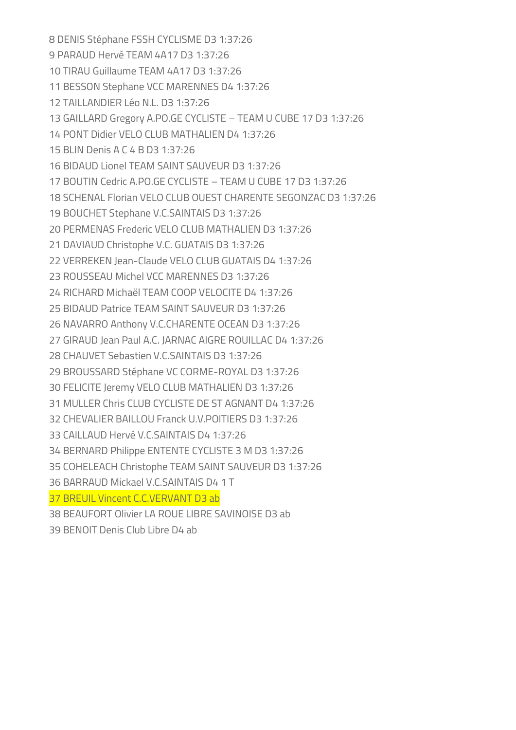8 DENIS Stéphane FSSH CYCLISME D3 1:37:26

9 PARAUD Hervé TEAM 4A17 D3 1:37:26

10 TIRAU Guillaume TEAM 4A17 D3 1:37:26

11 BESSON Stephane VCC MARENNES D4 1:37:26

12 TAILLANDIER Léo N.L. D3 1:37:26

13 GAILLARD Gregory A.PO.GE CYCLISTE – TEAM U CUBE 17 D3 1:37:26

14 PONT Didier VELO CLUB MATHALIEN D4 1:37:26

15 BLIN Denis A C 4 B D3 1:37:26

16 BIDAUD Lionel TEAM SAINT SAUVEUR D3 1:37:26

17 BOUTIN Cedric A.PO.GE CYCLISTE – TEAM U CUBE 17 D3 1:37:26

18 SCHENAL Florian VELO CLUB OUEST CHARENTE SEGONZAC D3 1:37:26

19 BOUCHET Stephane V.C.SAINTAIS D3 1:37:26

20 PERMENAS Frederic VELO CLUB MATHALIEN D3 1:37:26

21 DAVIAUD Christophe V.C. GUATAIS D3 1:37:26

22 VERREKEN Jean-Claude VELO CLUB GUATAIS D4 1:37:26

23 ROUSSEAU Michel VCC MARENNES D3 1:37:26

24 RICHARD Michaël TEAM COOP VELOCITE D4 1:37:26

25 BIDAUD Patrice TEAM SAINT SAUVEUR D3 1:37:26

26 NAVARRO Anthony V.C.CHARENTE OCEAN D3 1:37:26

27 GIRAUD Jean Paul A.C. JARNAC AIGRE ROUILLAC D4 1:37:26

28 CHAUVET Sebastien V.C.SAINTAIS D3 1:37:26

29 BROUSSARD Stéphane VC CORME-ROYAL D3 1:37:26

30 FELICITE Jeremy VELO CLUB MATHALIEN D3 1:37:26

31 MULLER Chris CLUB CYCLISTE DE ST AGNANT D4 1:37:26

32 CHEVALIER BAILLOU Franck U.V.POITIERS D3 1:37:26

33 CAILLAUD Hervé V.C.SAINTAIS D4 1:37:26

34 BERNARD Philippe ENTENTE CYCLISTE 3 M D3 1:37:26

35 COHELEACH Christophe TEAM SAINT SAUVEUR D3 1:37:26

36 BARRAUD Mickael V.C.SAINTAIS D4 1 T

37 BREUIL Vincent C.C.VERVANT D3 ab

38 BEAUFORT Olivier LA ROUE LIBRE SAVINOISE D3 ab

39 BENOIT Denis Club Libre D4 ab